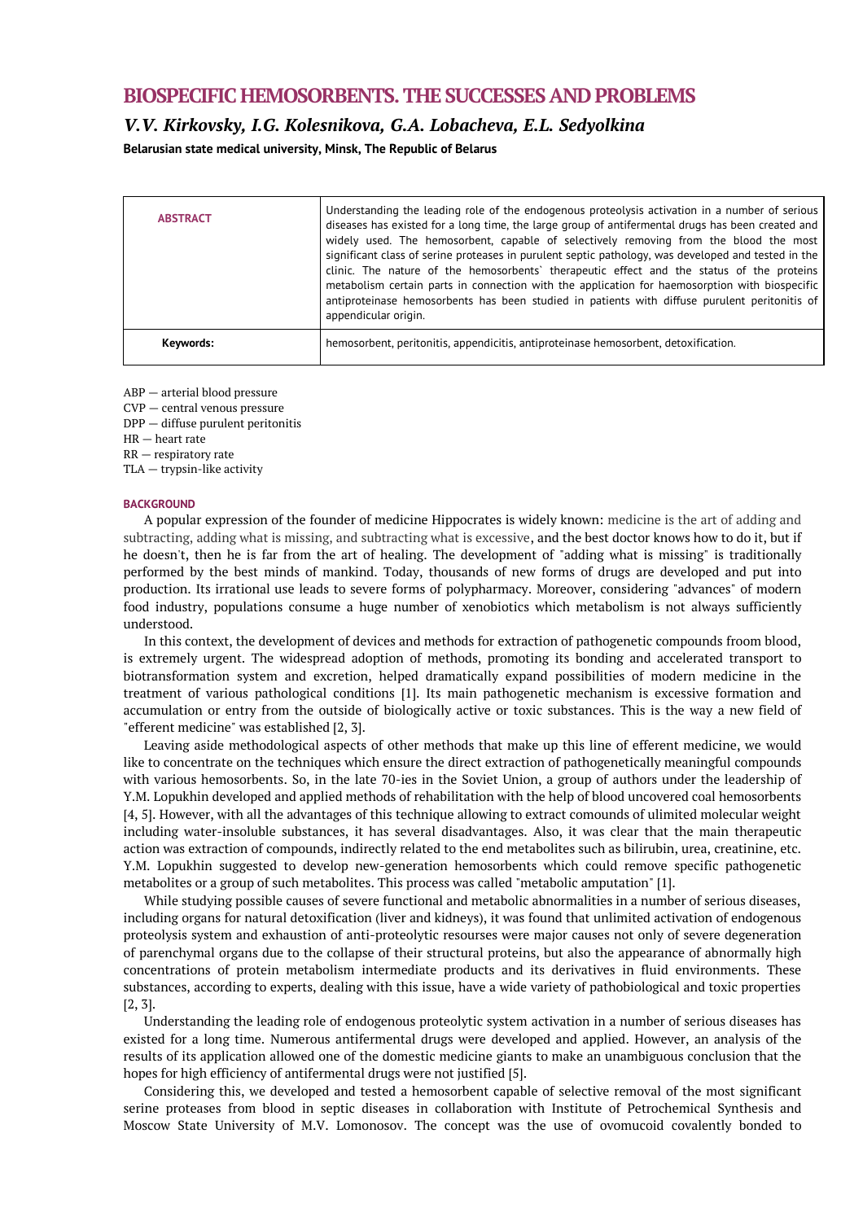# BIOSPECIFIC HEMOSORBENTS. THE SUCCESSES AND PROBLEMS

## *V.V. Kirkovsky, I.G. Kolesnikova, G.A. Lobacheva, E.L. Sedyolkina*

**Belarusian state medical university, Minsk, The Republic of Belarus**

| **ABSTRACT** | Understanding the leading role of the endogenous proteolysis activation in a number of serious diseases has existed for a long time, the large group of antifermental drugs has been created and widely used. The hemosorbent, capable of selectively removing from the blood the most significant class of serine proteases in purulent septic pathology, was developed and tested in the clinic. The nature of the hemosorbents` therapeutic effect and the status of the proteins metabolism certain parts in connection with the application for haemosorption with biospecific antiproteinase hemosorbents has been studied in patients with diffuse purulent peritonitis of appendicular origin. |
|---|---|
| **Keywords:** | hemosorbent, peritonitis, appendicitis, antiproteinase hemosorbent, detoxification. |

ABP — arterial blood pressure
CVP — central venous pressure
DPP — diffuse purulent peritonitis
HR — heart rate
RR — respiratory rate
TLA — trypsin-like activity

### BACKGROUND

A popular expression of the founder of medicine Hippocrates is widely known: medicine is the art of adding and subtracting, adding what is missing, and subtracting what is excessive, and the best doctor knows how to do it, but if he doesn't, then he is far from the art of healing. The development of "adding what is missing" is traditionally performed by the best minds of mankind. Today, thousands of new forms of drugs are developed and put into production. Its irrational use leads to severe forms of polypharmacy. Moreover, considering "advances" of modern food industry, populations consume a huge number of xenobiotics which metabolism is not always sufficiently understood.

In this context, the development of devices and methods for extraction of pathogenetic compounds froom blood, is extremely urgent. The widespread adoption of methods, promoting its bonding and accelerated transport to biotransformation system and excretion, helped dramatically expand possibilities of modern medicine in the treatment of various pathological conditions [1]. Its main pathogenetic mechanism is excessive formation and accumulation or entry from the outside of biologically active or toxic substances. This is the way a new field of "efferent medicine" was established [2, 3].

Leaving aside methodological aspects of other methods that make up this line of efferent medicine, we would like to concentrate on the techniques which ensure the direct extraction of pathogenetically meaningful compounds with various hemosorbents. So, in the late 70-ies in the Soviet Union, a group of authors under the leadership of Y.M. Lopukhin developed and applied methods of rehabilitation with the help of blood uncovered coal hemosorbents [4, 5]. However, with all the advantages of this technique allowing to extract comounds of ulimited molecular weight including water-insoluble substances, it has several disadvantages. Also, it was clear that the main therapeutic action was extraction of compounds, indirectly related to the end metabolites such as bilirubin, urea, creatinine, etc. Y.M. Lopukhin suggested to develop new-generation hemosorbents which could remove specific pathogenetic metabolites or a group of such metabolites. This process was called "metabolic amputation" [1].

While studying possible causes of severe functional and metabolic abnormalities in a number of serious diseases, including organs for natural detoxification (liver and kidneys), it was found that unlimited activation of endogenous proteolysis system and exhaustion of anti-proteolytic resourses were major causes not only of severe degeneration of parenchymal organs due to the collapse of their structural proteins, but also the appearance of abnormally high concentrations of protein metabolism intermediate products and its derivatives in fluid environments. These substances, according to experts, dealing with this issue, have a wide variety of pathobiological and toxic properties [2, 3].

Understanding the leading role of endogenous proteolytic system activation in a number of serious diseases has existed for a long time. Numerous antifermental drugs were developed and applied. However, an analysis of the results of its application allowed one of the domestic medicine giants to make an unambiguous conclusion that the hopes for high efficiency of antifermental drugs were not justified [5].

Considering this, we developed and tested a hemosorbent capable of selective removal of the most significant serine proteases from blood in septic diseases in collaboration with Institute of Petrochemical Synthesis and Moscow State University of M.V. Lomonosov. The concept was the use of ovomucoid covalently bonded to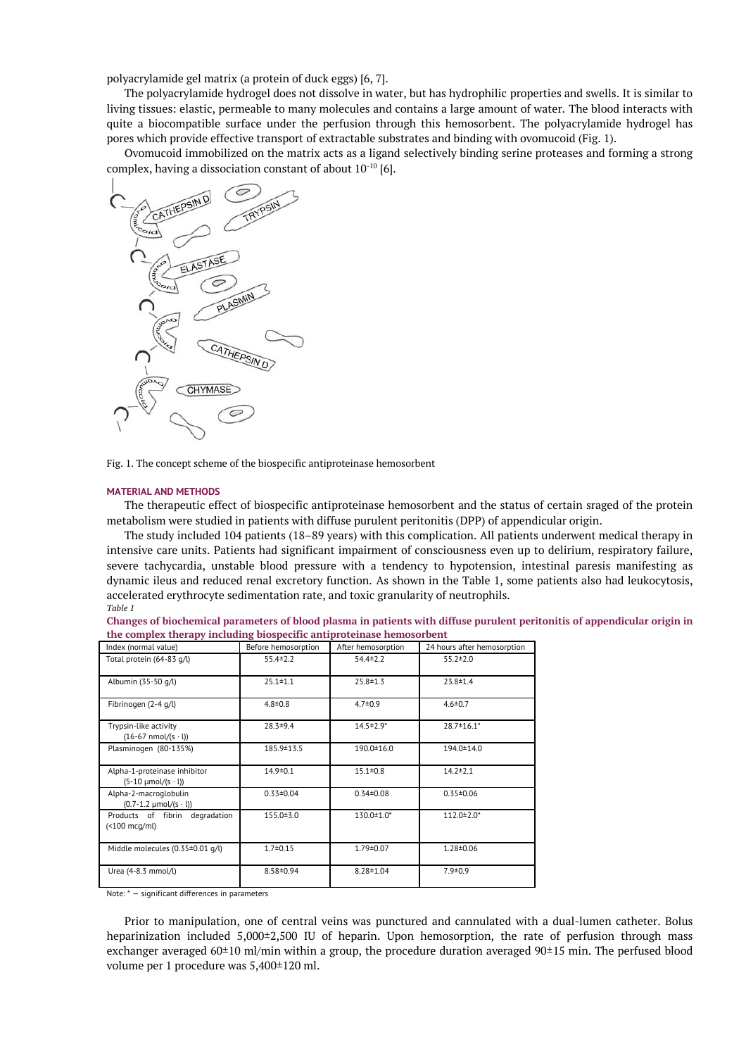polyacrylamide gel matrix (a protein of duck eggs) [6, 7].

The polyacrylamide hydrogel does not dissolve in water, but has hydrophilic properties and swells. It is similar to living tissues: elastic, permeable to many molecules and contains a large amount of water. The blood interacts with quite a biocompatible surface under the perfusion through this hemosorbent. The polyacrylamide hydrogel has pores which provide effective transport of extractable substrates and binding with ovomucoid (Fig. 1).

Ovomucoid immobilized on the matrix acts as a ligand selectively binding serine proteases and forming a strong complex, having a dissociation constant of about $10^{-10}$ [6].

Fig. 1. The concept scheme of the biospecific antiproteinase hemosorbent

### MATERIAL AND METHODS

The therapeutic effect of biospecific antiproteinase hemosorbent and the status of certain sraged of the protein metabolism were studied in patients with diffuse purulent peritonitis (DPP) of appendicular origin.

The study included 104 patients (18–89 years) with this complication. All patients underwent medical therapy in intensive care units. Patients had significant impairment of consciousness even up to delirium, respiratory failure, severe tachycardia, unstable blood pressure with a tendency to hypotension, intestinal paresis manifesting as dynamic ileus and reduced renal excretory function. As shown in the Table 1, some patients also had leukocytosis, accelerated erythrocyte sedimentation rate, and toxic granularity of neutrophils.

*Table 1*

**Changes of biochemical parameters of blood plasma in patients with diffuse purulent peritonitis of appendicular origin in the complex therapy including biospecific antiproteinase hemosorbent**

| Index (normal value) | Before hemosorption | After hemosorption | 24 hours after hemosorption |
|---|---|---|---|
| Total protein (64-83 g/l) | 55.4±2.2 | 54.4±2.2 | 55.2±2.0 |
| Albumin (35-50 g/l) | 25.1±1.1 | 25.8±1.3 | 23.8±1.4 |
| Fibrinogen (2-4 g/l) | 4.8±0.8 | 4.7±0.9 | 4.6±0.7 |
| Trypsin-like activity (16-67 nmol/(s · l)) | 28.3±9.4 | 14.5±2.9* | 28.7±16.1* |
| Plasminogen (80-135%) | 185.9±13.5 | 190.0±16.0 | 194.0±14.0 |
| Alpha-1-proteinase inhibitor (5-10 μmol/(s · l)) | 14.9±0.1 | 15.1±0.8 | 14.2±2.1 |
| Alpha-2-macroglobulin (0.7-1.2 μmol/(s · l)) | 0.33±0.04 | 0.34±0.08 | 0.35±0.06 |
| Products of fibrin degradation (<100 mcg/ml) | 155.0±3.0 | 130.0±1.0* | 112.0±2.0* |
| Middle molecules (0.35±0.01 g/l) | 1.7±0.15 | 1.79±0.07 | 1.28±0.06 |
| Urea (4-8.3 mmol/l) | 8.58±0.94 | 8.28±1.04 | 7.9±0.9 |

Note: * — significant differences in parameters

Prior to manipulation, one of central veins was punctured and cannulated with a dual-lumen catheter. Bolus heparinization included 5,000±2,500 IU of heparin. Upon hemosorption, the rate of perfusion through mass exchanger averaged 60±10 ml/min within a group, the procedure duration averaged 90±15 min. The perfused blood volume per 1 procedure was 5,400±120 ml.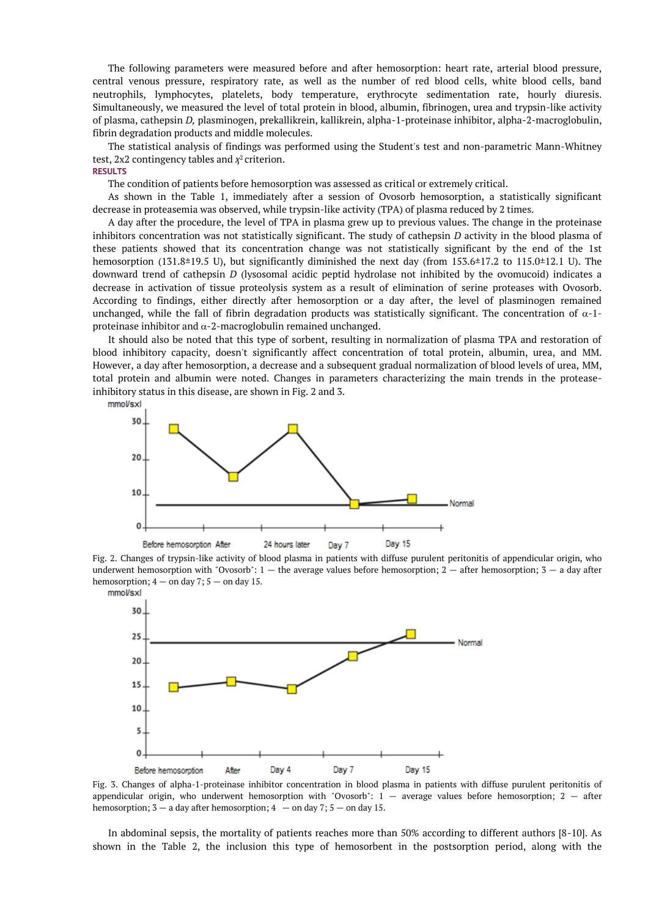The following parameters were measured before and after hemosorption: heart rate, arterial blood pressure, central venous pressure, respiratory rate, as well as the number of red blood cells, white blood cells, band neutrophils, lymphocytes, platelets, body temperature, erythrocyte sedimentation rate, hourly diuresis. Simultaneously, we measured the level of total protein in blood, albumin, fibrinogen, urea and trypsin-like activity of plasma, cathepsin *D*, plasminogen, prekallikrein, kallikrein, alpha-1-proteinase inhibitor, alpha-2-macroglobulin, fibrin degradation products and middle molecules.

The statistical analysis of findings was performed using the Student's test and non-parametric Mann-Whitney test, 2x2 contingency tables and $\chi^2$ criterion.

## RESULTS

The condition of patients before hemosorption was assessed as critical or extremely critical.

As shown in the Table 1, immediately after a session of Ovosorb hemosorption, a statistically significant decrease in proteasemia was observed, while trypsin-like activity (TPA) of plasma reduced by 2 times.

A day after the procedure, the level of TPA in plasma grew up to previous values. The change in the proteinase inhibitors concentration was not statistically significant. The study of cathepsin *D* activity in the blood plasma of these patients showed that its concentration change was not statistically significant by the end of the 1st hemosorption (131.8±19.5 U), but significantly diminished the next day (from 153.6±17.2 to 115.0±12.1 U). The downward trend of cathepsin *D* (lysosomal acidic peptid hydrolase not inhibited by the ovomucoid) indicates a decrease in activation of tissue proteolysis system as a result of elimination of serine proteases with Ovosorb. According to findings, either directly after hemosorption or a day after, the level of plasminogen remained unchanged, while the fall of fibrin degradation products was statistically significant. The concentration of $\alpha$-1-proteinase inhibitor and $\alpha$-2-macroglobulin remained unchanged.

It should also be noted that this type of sorbent, resulting in normalization of plasma TPA and restoration of blood inhibitory capacity, doesn't significantly affect concentration of total protein, albumin, urea, and MM. However, a day after hemosorption, a decrease and a subsequent gradual normalization of blood levels of urea, MM, total protein and albumin were noted. Changes in parameters characterizing the main trends in the protease-inhibitory status in this disease, are shown in Fig. 2 and 3.

Fig. 2. Changes of trypsin-like activity of blood plasma in patients with diffuse purulent peritonitis of appendicular origin, who underwent hemosorption with "Ovosorb": 1 — the average values before hemosorption; 2 — after hemosorption; 3 — a day after hemosorption; 4 — on day 7; 5 — on day 15.

Fig. 3. Changes of alpha-1-proteinase inhibitor concentration in blood plasma in patients with diffuse purulent peritonitis of appendicular origin, who underwent hemosorption with "Ovosorb": 1 — average values before hemosorption; 2 — after hemosorption; 3 — a day after hemosorption; 4 — on day 7; 5 — on day 15.

In abdominal sepsis, the mortality of patients reaches more than 50% according to different authors [8-10]. As shown in the Table 2, the inclusion this type of hemosorbent in the postsorption period, along with the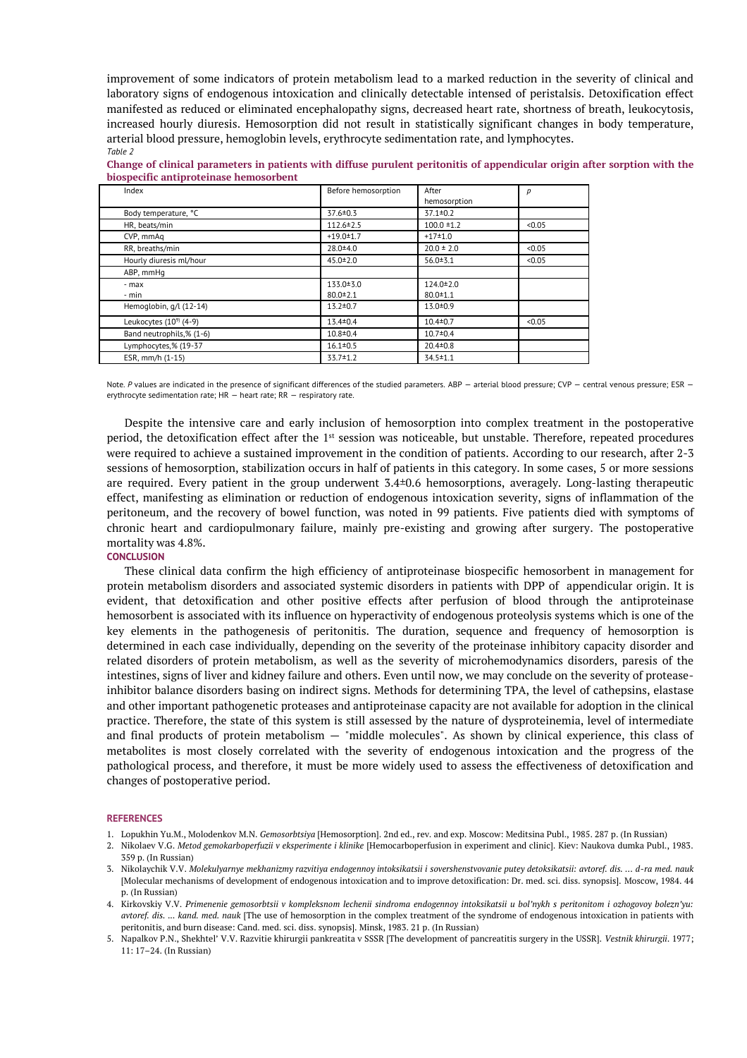improvement of some indicators of protein metabolism lead to a marked reduction in the severity of clinical and laboratory signs of endogenous intoxication and clinically detectable intensed of peristalsis. Detoxification effect manifested as reduced or eliminated encephalopathy signs, decreased heart rate, shortness of breath, leukocytosis, increased hourly diuresis. Hemosorption did not result in statistically significant changes in body temperature, arterial blood pressure, hemoglobin levels, erythrocyte sedimentation rate, and lymphocytes.

*Table 2*

**Change of clinical parameters in patients with diffuse purulent peritonitis of appendicular origin after sorption with the biospecific antiproteinase hemosorbent**

| Index | Before hemosorption | After hemosorption | *p* |
|---|---|---|---|
| Body temperature, °C | 37.6±0.3 | 37.1±0.2 | |
| HR, beats/min | 112.6±2.5 | 100.0 ±1.2 | <0.05 |
| CVP, mmAq | +19.0±1.7 | +17±1.0 | |
| RR, breaths/min | 28.0±4.0 | 20.0 ± 2.0 | <0.05 |
| Hourly diuresis ml/hour | 45.0±2.0 | 56.0±3.1 | <0.05 |
| ABP, mmHg | | | |
| - max<br>- min | 133.0±3.0<br>80.0±2.1 | 124.0±2.0<br>80.0±1.1 | |
| Hemoglobin, g/l (12-14) | 13.2±0.7 | 13.0±0.9 | |
| Leukocytes ($10^9$) (4-9) | 13.4±0.4 | 10.4±0.7 | <0.05 |
| Band neutrophils,% (1-6) | 10.8±0.4 | 10.7±0.4 | |
| Lymphocytes,% (19-37 | 16.1±0.5 | 20.4±0.8 | |
| ESR, mm/h (1-15) | 33.7±1.2 | 34.5±1.1 | |

Note. *P* values are indicated in the presence of significant differences of the studied parameters. ABP — arterial blood pressure; CVP — central venous pressure; ESR — erythrocyte sedimentation rate; HR — heart rate; RR — respiratory rate.

Despite the intensive care and early inclusion of hemosorption into complex treatment in the postoperative period, the detoxification effect after the 1st session was noticeable, but unstable. Therefore, repeated procedures were required to achieve a sustained improvement in the condition of patients. According to our research, after 2-3 sessions of hemosorption, stabilization occurs in half of patients in this category. In some cases, 5 or more sessions are required. Every patient in the group underwent 3.4±0.6 hemosorptions, averagely. Long-lasting therapeutic effect, manifesting as elimination or reduction of endogenous intoxication severity, signs of inflammation of the peritoneum, and the recovery of bowel function, was noted in 99 patients. Five patients died with symptoms of chronic heart and cardiopulmonary failure, mainly pre-existing and growing after surgery. The postoperative mortality was 4.8%.

## CONCLUSION

These clinical data confirm the high efficiency of antiproteinase biospecific hemosorbent in management for protein metabolism disorders and associated systemic disorders in patients with DPP of appendicular origin. It is evident, that detoxification and other positive effects after perfusion of blood through the antiproteinase hemosorbent is associated with its influence on hyperactivity of endogenous proteolysis systems which is one of the key elements in the pathogenesis of peritonitis. The duration, sequence and frequency of hemosorption is determined in each case individually, depending on the severity of the proteinase inhibitory capacity disorder and related disorders of protein metabolism, as well as the severity of microhemodynamics disorders, paresis of the intestines, signs of liver and kidney failure and others. Even until now, we may conclude on the severity of protease-inhibitor balance disorders basing on indirect signs. Methods for determining TPA, the level of cathepsins, elastase and other important pathogenetic proteases and antiproteinase capacity are not available for adoption in the clinical practice. Therefore, the state of this system is still assessed by the nature of dysproteinemia, level of intermediate and final products of protein metabolism — "middle molecules". As shown by clinical experience, this class of metabolites is most closely correlated with the severity of endogenous intoxication and the progress of the pathological process, and therefore, it must be more widely used to assess the effectiveness of detoxification and changes of postoperative period.

## REFERENCES

1. Lopukhin Yu.M., Molodenkov M.N. *Gemosorbtsiya* [Hemosorption]. 2nd ed., rev. and exp. Moscow: Meditsina Publ., 1985. 287 p. (In Russian)
2. Nikolaev V.G. *Metod gemokarboperfuzii v eksperimente i klinike* [Hemocarboperfusion in experiment and clinic]. Kiev: Naukova dumka Publ., 1983. 359 p. (In Russian)
3. Nikolaychik V.V. *Molekulyarnye mekhanizmy razvitiya endogennoy intoksikatsii i sovershenstvovanie putey detoksikatsii: avtoref. dis. ... d-ra med. nauk* [Molecular mechanisms of development of endogenous intoxication and to improve detoxification: Dr. med. sci. diss. synopsis]. Moscow, 1984. 44 p. (In Russian)
4. Kirkovskiy V.V. *Primenenie gemosorbtsii v kompleksnom lechenii sindroma endogennoy intoksikatsii u bol'nykh s peritonitom i ozhogovoy bolezn'yu: avtoref. dis. ... kand. med. nauk* [The use of hemosorption in the complex treatment of the syndrome of endogenous intoxication in patients with peritonitis, and burn disease: Cand. med. sci. diss. synopsis]. Minsk, 1983. 21 p. (In Russian)
5. Napalkov P.N., Shekhtel' V.V. Razvitie khirurgii pankreatita v SSSR [The development of pancreatitis surgery in the USSR]. *Vestnik khirurgii*. 1977; 11: 17–24. (In Russian)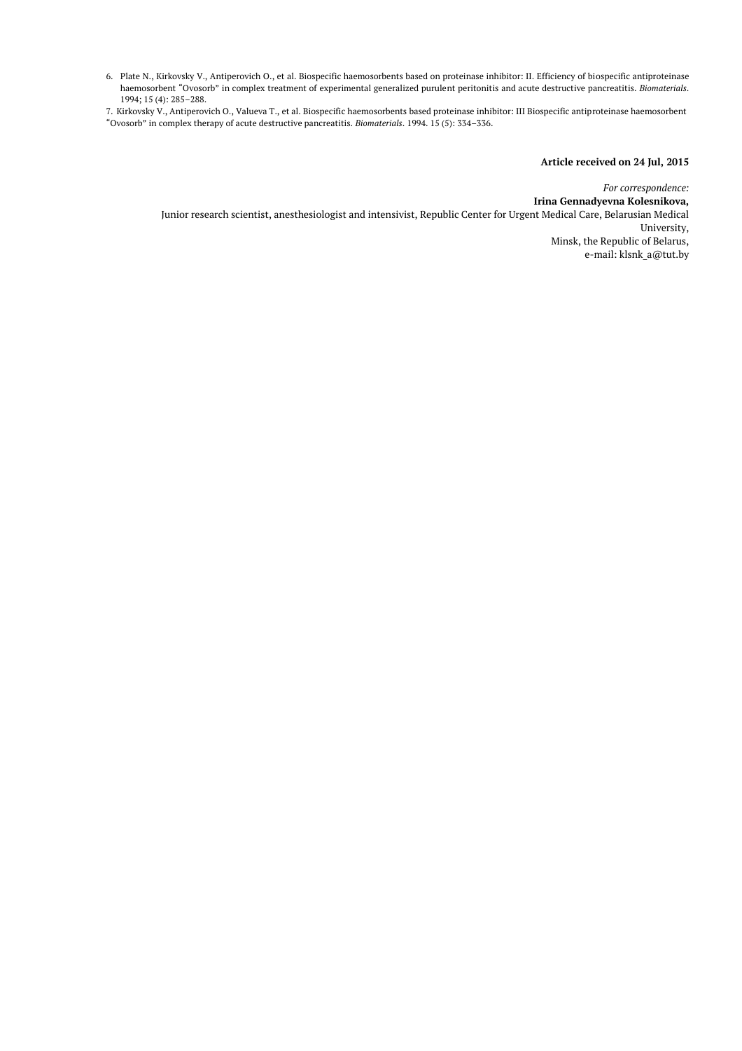6. Plate N., Kirkovsky V., Antiperovich O., et al. Biospecific haemosorbents based on proteinase inhibitor: II. Efficiency of biospecific antiproteinase haemosorbent "Ovosorb" in complex treatment of experimental generalized purulent peritonitis and acute destructive pancreatitis. *Biomaterials*. 1994; 15 (4): 285–288.

7. Kirkovsky V., Antiperovich O., Valueva T., et al. Biospecific haemosorbents based proteinase inhibitor: III Biospecific antiproteinase haemosorbent "Ovosorb" in complex therapy of acute destructive pancreatitis. *Biomaterials*. 1994. 15 (5): 334–336.

**Article received on 24 Jul, 2015**

*For correspondence:*

**Irina Gennadyevna Kolesnikova,**

Junior research scientist, anesthesiologist and intensivist, Republic Center for Urgent Medical Care, Belarusian Medical University,
Minsk, the Republic of Belarus,
e-mail: klsnk_a@tut.by